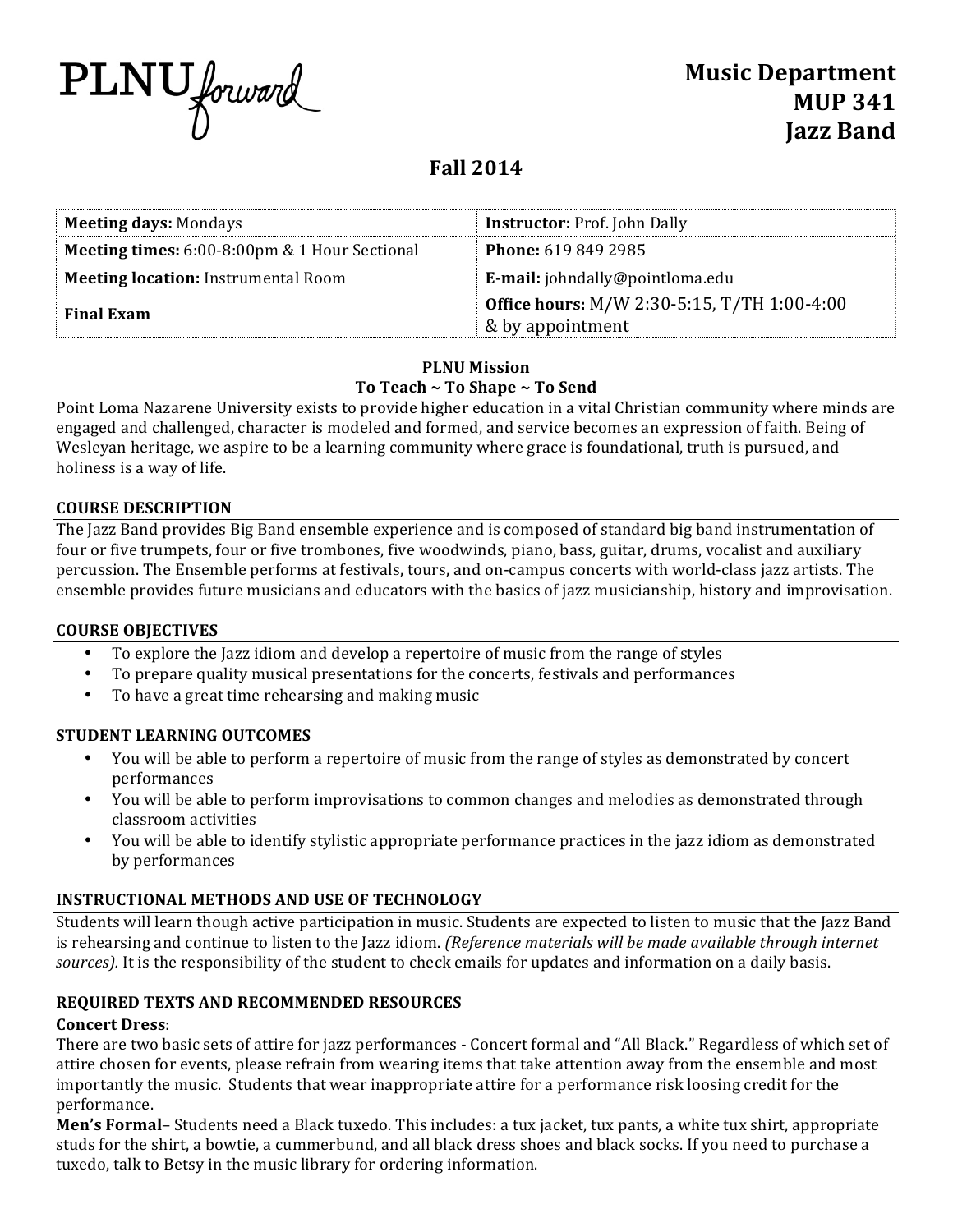PLNU forward

# Music Department
# MUP 341
# Jazz Band

## Fall 2014

| **Meeting days:** Mondays | **Instructor:** Prof. John Dally |
|---|---|
| **Meeting times:** 6:00-8:00pm & 1 Hour Sectional | **Phone:** 619 849 2985 |
| **Meeting location:** Instrumental Room | **E-mail:** johndally@pointloma.edu |
| **Final Exam** | **Office hours:** M/W 2:30-5:15, T/TH 1:00-4:00 & by appointment |

**PLNU Mission**
**To Teach ~ To Shape ~ To Send**

Point Loma Nazarene University exists to provide higher education in a vital Christian community where minds are engaged and challenged, character is modeled and formed, and service becomes an expression of faith. Being of Wesleyan heritage, we aspire to be a learning community where grace is foundational, truth is pursued, and holiness is a way of life.

### COURSE DESCRIPTION

The Jazz Band provides Big Band ensemble experience and is composed of standard big band instrumentation of four or five trumpets, four or five trombones, five woodwinds, piano, bass, guitar, drums, vocalist and auxiliary percussion. The Ensemble performs at festivals, tours, and on-campus concerts with world-class jazz artists. The ensemble provides future musicians and educators with the basics of jazz musicianship, history and improvisation.

### COURSE OBJECTIVES

- To explore the Jazz idiom and develop a repertoire of music from the range of styles
- To prepare quality musical presentations for the concerts, festivals and performances
- To have a great time rehearsing and making music

### STUDENT LEARNING OUTCOMES

- You will be able to perform a repertoire of music from the range of styles as demonstrated by concert performances
- You will be able to perform improvisations to common changes and melodies as demonstrated through classroom activities
- You will be able to identify stylistic appropriate performance practices in the jazz idiom as demonstrated by performances

### INSTRUCTIONAL METHODS AND USE OF TECHNOLOGY

Students will learn though active participation in music. Students are expected to listen to music that the Jazz Band is rehearsing and continue to listen to the Jazz idiom. *(Reference materials will be made available through internet sources).* It is the responsibility of the student to check emails for updates and information on a daily basis.

### REQUIRED TEXTS AND RECOMMENDED RESOURCES

**Concert Dress**:
There are two basic sets of attire for jazz performances - Concert formal and "All Black." Regardless of which set of attire chosen for events, please refrain from wearing items that take attention away from the ensemble and most importantly the music. Students that wear inappropriate attire for a performance risk loosing credit for the performance.

**Men's Formal**– Students need a Black tuxedo. This includes: a tux jacket, tux pants, a white tux shirt, appropriate studs for the shirt, a bowtie, a cummerbund, and all black dress shoes and black socks. If you need to purchase a tuxedo, talk to Betsy in the music library for ordering information.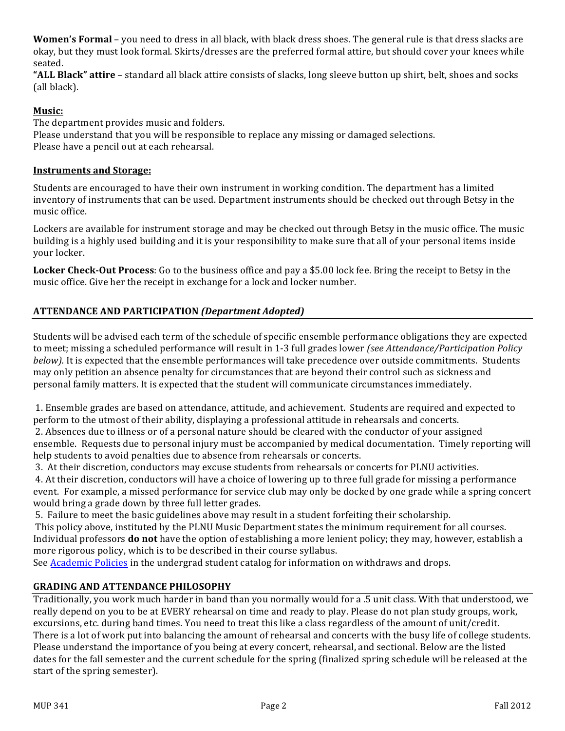**Women's Formal** – you need to dress in all black, with black dress shoes. The general rule is that dress slacks are okay, but they must look formal. Skirts/dresses are the preferred formal attire, but should cover your knees while seated.

**"ALL Black" attire** – standard all black attire consists of slacks, long sleeve button up shirt, belt, shoes and socks (all black).

**Music:**

The department provides music and folders.

Please understand that you will be responsible to replace any missing or damaged selections.

Please have a pencil out at each rehearsal.

**Instruments and Storage:**

Students are encouraged to have their own instrument in working condition. The department has a limited inventory of instruments that can be used. Department instruments should be checked out through Betsy in the music office.

Lockers are available for instrument storage and may be checked out through Betsy in the music office. The music building is a highly used building and it is your responsibility to make sure that all of your personal items inside your locker.

**Locker Check-Out Process**: Go to the business office and pay a $5.00 lock fee. Bring the receipt to Betsy in the music office. Give her the receipt in exchange for a lock and locker number.

## ATTENDANCE AND PARTICIPATION *(Department Adopted)*

Students will be advised each term of the schedule of specific ensemble performance obligations they are expected to meet; missing a scheduled performance will result in 1-3 full grades lower *(see Attendance/Participation Policy below).* It is expected that the ensemble performances will take precedence over outside commitments. Students may only petition an absence penalty for circumstances that are beyond their control such as sickness and personal family matters. It is expected that the student will communicate circumstances immediately.

1. Ensemble grades are based on attendance, attitude, and achievement. Students are required and expected to perform to the utmost of their ability, displaying a professional attitude in rehearsals and concerts.
2. Absences due to illness or of a personal nature should be cleared with the conductor of your assigned ensemble. Requests due to personal injury must be accompanied by medical documentation. Timely reporting will help students to avoid penalties due to absence from rehearsals or concerts.
3. At their discretion, conductors may excuse students from rehearsals or concerts for PLNU activities.
4. At their discretion, conductors will have a choice of lowering up to three full grade for missing a performance event. For example, a missed performance for service club may only be docked by one grade while a spring concert would bring a grade down by three full letter grades.
5. Failure to meet the basic guidelines above may result in a student forfeiting their scholarship.

This policy above, instituted by the PLNU Music Department states the minimum requirement for all courses. Individual professors **do not** have the option of establishing a more lenient policy; they may, however, establish a more rigorous policy, which is to be described in their course syllabus.

See Academic Policies in the undergrad student catalog for information on withdraws and drops.

## GRADING AND ATTENDANCE PHILOSOPHY

Traditionally, you work much harder in band than you normally would for a .5 unit class. With that understood, we really depend on you to be at EVERY rehearsal on time and ready to play. Please do not plan study groups, work, excursions, etc. during band times. You need to treat this like a class regardless of the amount of unit/credit. There is a lot of work put into balancing the amount of rehearsal and concerts with the busy life of college students. Please understand the importance of you being at every concert, rehearsal, and sectional. Below are the listed dates for the fall semester and the current schedule for the spring (finalized spring schedule will be released at the start of the spring semester).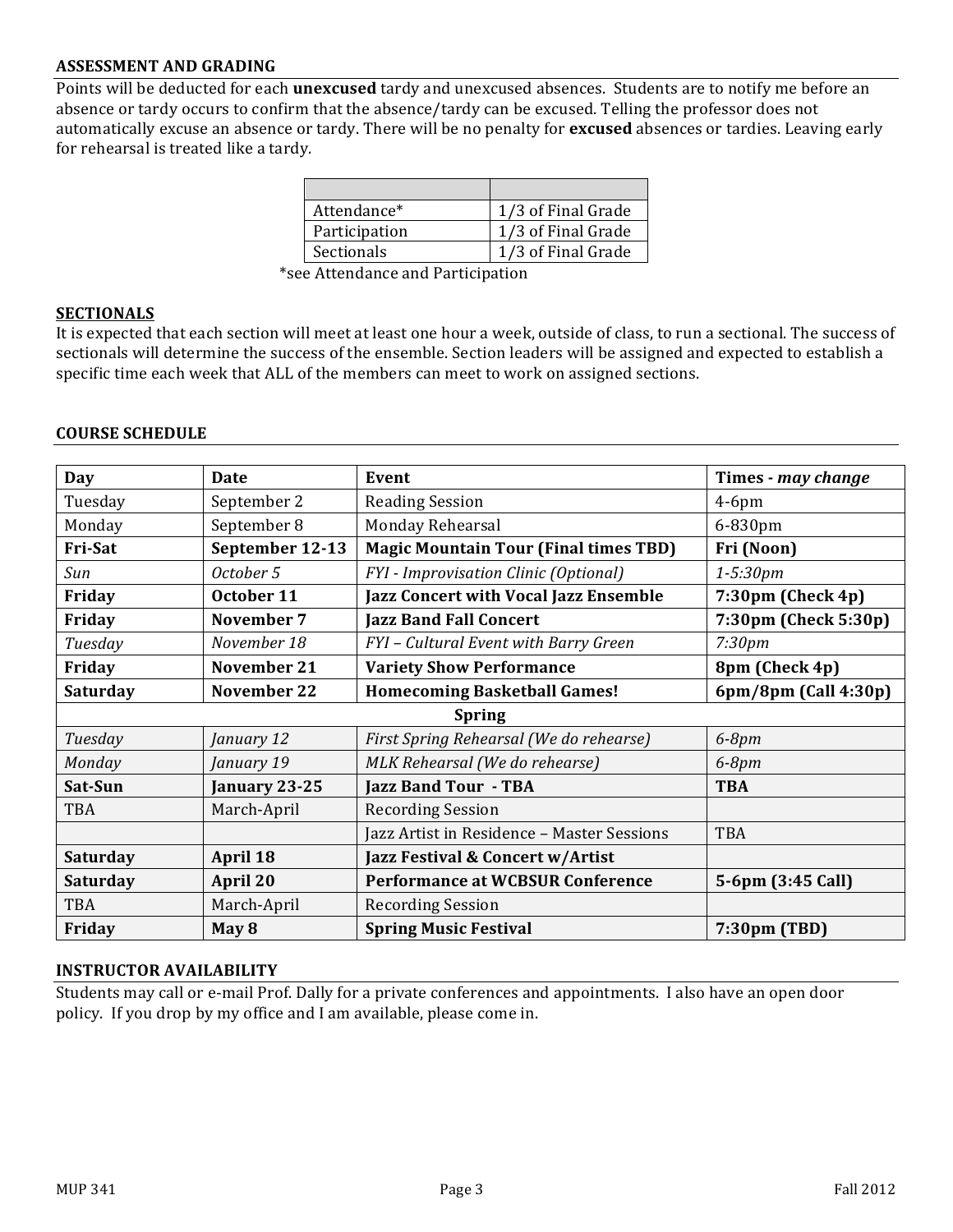## ASSESSMENT AND GRADING

Points will be deducted for each **unexcused** tardy and unexcused absences. Students are to notify me before an absence or tardy occurs to confirm that the absence/tardy can be excused. Telling the professor does not automatically excuse an absence or tardy. There will be no penalty for **excused** absences or tardies. Leaving early for rehearsal is treated like a tardy.

| | |
|---|---|
| Attendance* | 1/3 of Final Grade |
| Participation | 1/3 of Final Grade |
| Sectionals | 1/3 of Final Grade |

*see Attendance and Participation

## SECTIONALS

It is expected that each section will meet at least one hour a week, outside of class, to run a sectional. The success of sectionals will determine the success of the ensemble. Section leaders will be assigned and expected to establish a specific time each week that ALL of the members can meet to work on assigned sections.

## COURSE SCHEDULE

| **Day** | **Date** | **Event** | **Times -** ***may change*** |
|---|---|---|---|
| Tuesday | September 2 | Reading Session | 4-6pm |
| Monday | September 8 | Monday Rehearsal | 6-830pm |
| **Fri-Sat** | **September 12-13** | **Magic Mountain Tour (Final times TBD)** | **Fri (Noon)** |
| *Sun* | *October 5* | *FYI - Improvisation Clinic (Optional)* | *1-5:30pm* |
| **Friday** | **October 11** | **Jazz Concert with Vocal Jazz Ensemble** | **7:30pm (Check 4p)** |
| **Friday** | **November 7** | **Jazz Band Fall Concert** | **7:30pm (Check 5:30p)** |
| *Tuesday* | *November 18* | *FYI – Cultural Event with Barry Green* | *7:30pm* |
| **Friday** | **November 21** | **Variety Show Performance** | **8pm (Check 4p)** |
| **Saturday** | **November 22** | **Homecoming Basketball Games!** | **6pm/8pm (Call 4:30p)** |
| | | **Spring** | |
| *Tuesday* | *January 12* | *First Spring Rehearsal (We do rehearse)* | *6-8pm* |
| *Monday* | *January 19* | *MLK Rehearsal (We do rehearse)* | *6-8pm* |
| **Sat-Sun** | **January 23-25** | **Jazz Band Tour - TBA** | **TBA** |
| TBA | March-April | Recording Session | |
| | | Jazz Artist in Residence – Master Sessions | TBA |
| **Saturday** | **April 18** | **Jazz Festival & Concert w/Artist** | |
| **Saturday** | **April 20** | **Performance at WCBSUR Conference** | **5-6pm (3:45 Call)** |
| TBA | March-April | Recording Session | |
| **Friday** | **May 8** | **Spring Music Festival** | **7:30pm (TBD)** |

## INSTRUCTOR AVAILABILITY

Students may call or e-mail Prof. Dally for a private conferences and appointments. I also have an open door policy. If you drop by my office and I am available, please come in.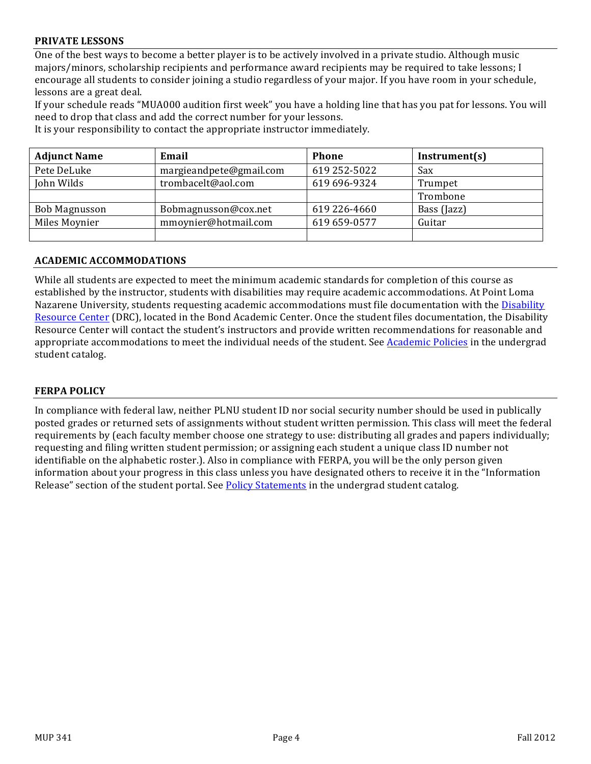## PRIVATE LESSONS

One of the best ways to become a better player is to be actively involved in a private studio. Although music majors/minors, scholarship recipients and performance award recipients may be required to take lessons; I encourage all students to consider joining a studio regardless of your major. If you have room in your schedule, lessons are a great deal.

If your schedule reads "MUA000 audition first week" you have a holding line that has you pat for lessons. You will need to drop that class and add the correct number for your lessons.

It is your responsibility to contact the appropriate instructor immediately.

| Adjunct Name | Email | Phone | Instrument(s) |
|---|---|---|---|
| Pete DeLuke | margieandpete@gmail.com | 619 252-5022 | Sax |
| John Wilds | trombacelt@aol.com | 619 696-9324 | Trumpet |
| | | | Trombone |
| Bob Magnusson | Bobmagnusson@cox.net | 619 226-4660 | Bass (Jazz) |
| Miles Moynier | mmoynier@hotmail.com | 619 659-0577 | Guitar |
| | | | |

## ACADEMIC ACCOMMODATIONS

While all students are expected to meet the minimum academic standards for completion of this course as established by the instructor, students with disabilities may require academic accommodations. At Point Loma Nazarene University, students requesting academic accommodations must file documentation with the Disability Resource Center (DRC), located in the Bond Academic Center. Once the student files documentation, the Disability Resource Center will contact the student's instructors and provide written recommendations for reasonable and appropriate accommodations to meet the individual needs of the student. See Academic Policies in the undergrad student catalog.

## FERPA POLICY

In compliance with federal law, neither PLNU student ID nor social security number should be used in publically posted grades or returned sets of assignments without student written permission. This class will meet the federal requirements by (each faculty member choose one strategy to use: distributing all grades and papers individually; requesting and filing written student permission; or assigning each student a unique class ID number not identifiable on the alphabetic roster.). Also in compliance with FERPA, you will be the only person given information about your progress in this class unless you have designated others to receive it in the "Information Release" section of the student portal. See Policy Statements in the undergrad student catalog.